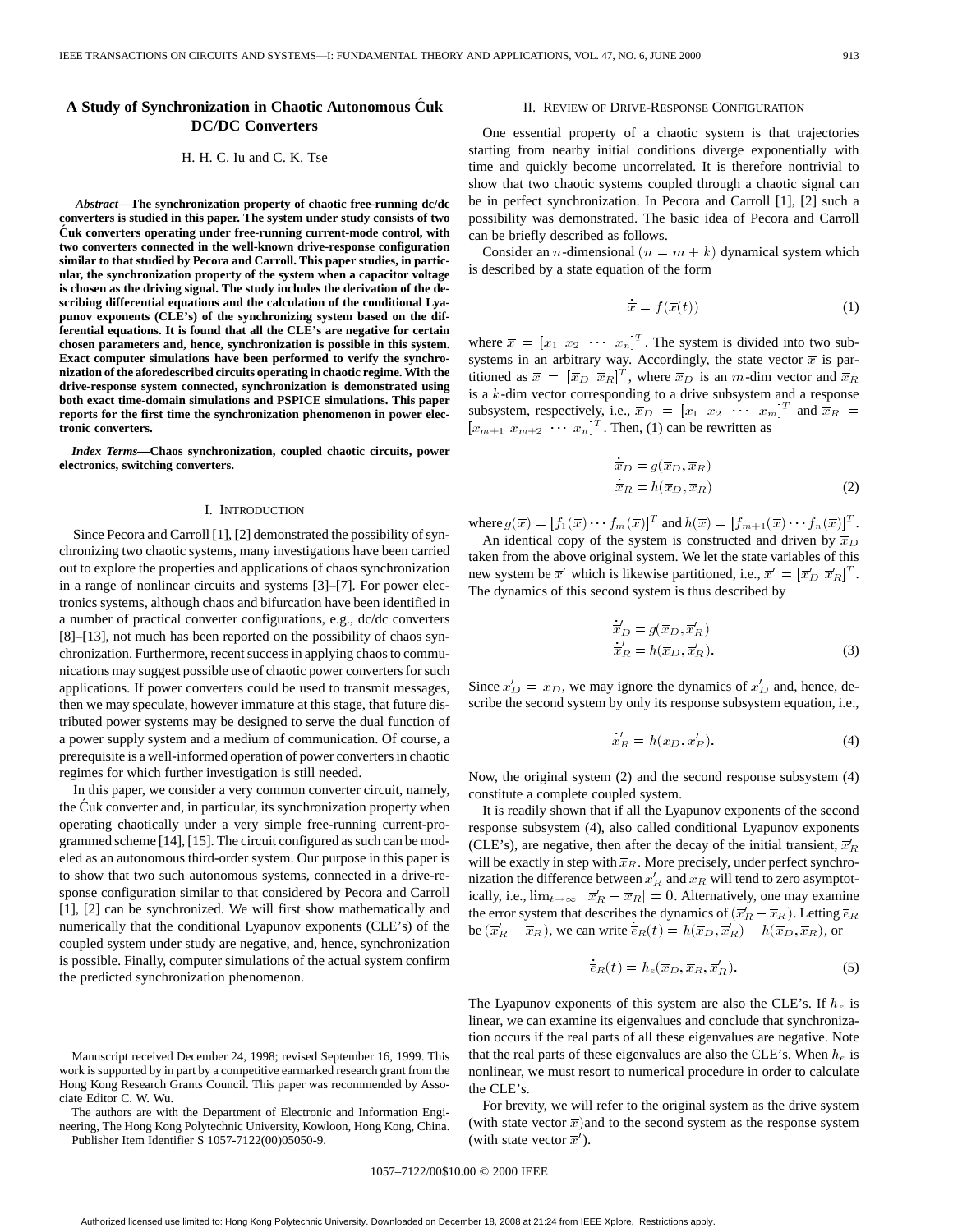# A Study of Synchronization in Chaotic Autonomous Ćuk DC/DC Converters

H. H. C. Iu and C. K. Tse

***Abstract*—The synchronization property of chaotic free-running dc/dc converters is studied in this paper. The system under study consists of two Ćuk converters operating under free-running current-mode control, with two converters connected in the well-known drive-response configuration similar to that studied by Pecora and Carroll. This paper studies, in particular, the synchronization property of the system when a capacitor voltage is chosen as the driving signal. The study includes the derivation of the describing differential equations and the calculation of the conditional Lyapunov exponents (CLE's) of the synchronizing system based on the differential equations. It is found that all the CLE's are negative for certain chosen parameters and, hence, synchronization is possible in this system. Exact computer simulations have been performed to verify the synchronization of the aforedescribed circuits operating in chaotic regime. With the drive-response system connected, synchronization is demonstrated using both exact time-domain simulations and PSPICE simulations. This paper reports for the first time the synchronization phenomenon in power electronic converters.**

***Index Terms*—Chaos synchronization, coupled chaotic circuits, power electronics, switching converters.**

## I. Introduction

Since Pecora and Carroll [1], [2] demonstrated the possibility of synchronizing two chaotic systems, many investigations have been carried out to explore the properties and applications of chaos synchronization in a range of nonlinear circuits and systems [3]–[7]. For power electronics systems, although chaos and bifurcation have been identified in a number of practical converter configurations, e.g., dc/dc converters [8]–[13], not much has been reported on the possibility of chaos synchronization. Furthermore, recent success in applying chaos to communications may suggest possible use of chaotic power converters for such applications. If power converters could be used to transmit messages, then we may speculate, however immature at this stage, that future distributed power systems may be designed to serve the dual function of a power supply system and a medium of communication. Of course, a prerequisite is a well-informed operation of power converters in chaotic regimes for which further investigation is still needed.

In this paper, we consider a very common converter circuit, namely, the Ćuk converter and, in particular, its synchronization property when operating chaotically under a very simple free-running current-programmed scheme [14], [15]. The circuit configured as such can be modeled as an autonomous third-order system. Our purpose in this paper is to show that two such autonomous systems, connected in a drive-response configuration similar to that considered by Pecora and Carroll [1], [2] can be synchronized. We will first show mathematically and numerically that the conditional Lyapunov exponents (CLE's) of the coupled system under study are negative, and, hence, synchronization is possible. Finally, computer simulations of the actual system confirm the predicted synchronization phenomenon.

Manuscript received December 24, 1998; revised September 16, 1999. This work is supported by in part by a competitive earmarked research grant from the Hong Kong Research Grants Council. This paper was recommended by Associate Editor C. W. Wu.

The authors are with the Department of Electronic and Information Engineering, The Hong Kong Polytechnic University, Kowloon, Hong Kong, China.

Publisher Item Identifier S 1057-7122(00)05050-9.

## II. Review of Drive-Response Configuration

One essential property of a chaotic system is that trajectories starting from nearby initial conditions diverge exponentially with time and quickly become uncorrelated. It is therefore nontrivial to show that two chaotic systems coupled through a chaotic signal can be in perfect synchronization. In Pecora and Carroll [1], [2] such a possibility was demonstrated. The basic idea of Pecora and Carroll can be briefly described as follows.

Consider an $n$-dimensional $(n = m + k)$ dynamical system which is described by a state equation of the form

$$\dot{\overline{x}} = f(\overline{x}(t)) \tag{1}$$

where $\overline{x} = [x_1 \;\; x_2 \;\; \cdots \;\; x_n]^T$. The system is divided into two subsystems in an arbitrary way. Accordingly, the state vector $\overline{x}$ is partitioned as $\overline{x} = [\overline{x}_D \;\; \overline{x}_R]^T$, where $\overline{x}_D$ is an $m$-dim vector and $\overline{x}_R$ is a $k$-dim vector corresponding to a drive subsystem and a response subsystem, respectively, i.e., $\overline{x}_D = [x_1 \;\; x_2 \;\; \cdots \;\; x_m]^T$ and $\overline{x}_R = [x_{m+1} \;\; x_{m+2} \;\; \cdots \;\; x_n]^T$. Then, (1) can be rewritten as

$$\begin{aligned} \dot{\overline{x}}_D &= g(\overline{x}_D, \overline{x}_R) \\ \dot{\overline{x}}_R &= h(\overline{x}_D, \overline{x}_R) \end{aligned} \tag{2}$$

where $g(\overline{x}) = [f_1(\overline{x}) \cdots f_m(\overline{x})]^T$ and $h(\overline{x}) = [f_{m+1}(\overline{x}) \cdots f_n(\overline{x})]^T$.

An identical copy of the system is constructed and driven by $\overline{x}_D$ taken from the above original system. We let the state variables of this new system be $\overline{x}'$ which is likewise partitioned, i.e., $\overline{x}' = [\overline{x}'_D \;\; \overline{x}'_R]^T$. The dynamics of this second system is thus described by

$$\begin{aligned} \dot{\overline{x}}'_D &= g(\overline{x}_D, \overline{x}'_R) \\ \dot{\overline{x}}'_R &= h(\overline{x}_D, \overline{x}'_R). \end{aligned} \tag{3}$$

Since $\overline{x}'_D = \overline{x}_D$, we may ignore the dynamics of $\overline{x}'_D$ and, hence, describe the second system by only its response subsystem equation, i.e.,

$$\dot{\overline{x}}'_R = h(\overline{x}_D, \overline{x}'_R). \tag{4}$$

Now, the original system (2) and the second response subsystem (4) constitute a complete coupled system.

It is readily shown that if all the Lyapunov exponents of the second response subsystem (4), also called conditional Lyapunov exponents (CLE's), are negative, then after the decay of the initial transient, $\overline{x}'_R$ will be exactly in step with $\overline{x}_R$. More precisely, under perfect synchronization the difference between $\overline{x}'_R$ and $\overline{x}_R$ will tend to zero asymptotically, i.e., $\lim_{t\to\infty} \;|\overline{x}'_R - \overline{x}_R| = 0$. Alternatively, one may examine the error system that describes the dynamics of $(\overline{x}'_R - \overline{x}_R)$. Letting $\overline{e}_R$ be $(\overline{x}'_R - \overline{x}_R)$, we can write $\dot{\overline{e}}_R(t) = h(\overline{x}_D, \overline{x}'_R) - h(\overline{x}_D, \overline{x}_R)$, or

$$\dot{\overline{e}}_R(t) = h_e(\overline{x}_D, \overline{x}_R, \overline{x}'_R). \tag{5}$$

The Lyapunov exponents of this system are also the CLE's. If $h_e$ is linear, we can examine its eigenvalues and conclude that synchronization occurs if the real parts of all these eigenvalues are negative. Note that the real parts of these eigenvalues are also the CLE's. When $h_e$ is nonlinear, we must resort to numerical procedure in order to calculate the CLE's.

For brevity, we will refer to the original system as the drive system (with state vector $\overline{x}$)and to the second system as the response system (with state vector $\overline{x}'$).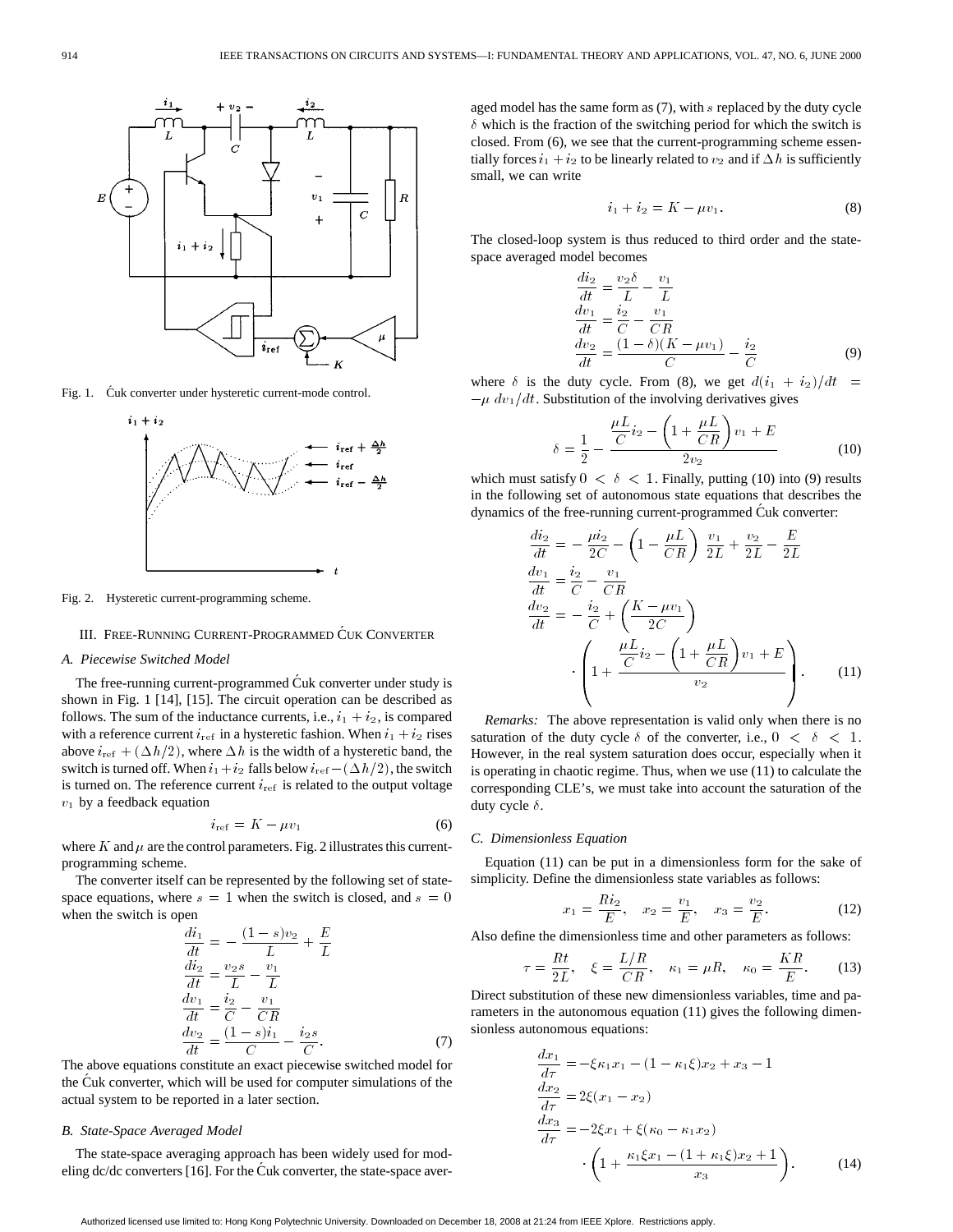Fig. 1. Ćuk converter under hysteretic current-mode control.

Fig. 2. Hysteretic current-programming scheme.

## III. Free-Running Current-Programmed Ćuk Converter

### A. Piecewise Switched Model

The free-running current-programmed Ćuk converter under study is shown in Fig. 1 [14], [15]. The circuit operation can be described as follows. The sum of the inductance currents, i.e., $i_1 + i_2$, is compared with a reference current $i_{\text{ref}}$ in a hysteretic fashion. When $i_1 + i_2$ rises above $i_{\text{ref}} + (\Delta h/2)$, where $\Delta h$ is the width of a hysteretic band, the switch is turned off. When $i_1 + i_2$ falls below $i_{\text{ref}} - (\Delta h/2)$, the switch is turned on. The reference current $i_{\text{ref}}$ is related to the output voltage $v_1$ by a feedback equation

$$i_{\text{ref}} = K - \mu v_1 \tag{6}$$

where $K$ and $\mu$ are the control parameters. Fig. 2 illustrates this current-programming scheme.

The converter itself can be represented by the following set of state-space equations, where $s = 1$ when the switch is closed, and $s = 0$ when the switch is open

$$\begin{aligned}
\frac{di_1}{dt} &= -\frac{(1-s)v_2}{L} + \frac{E}{L}\\
\frac{di_2}{dt} &= \frac{v_2 s}{L} - \frac{v_1}{L}\\
\frac{dv_1}{dt} &= \frac{i_2}{C} - \frac{v_1}{CR}\\
\frac{dv_2}{dt} &= \frac{(1-s)i_1}{C} - \frac{i_2 s}{C}.
\end{aligned} \tag{7}$$

The above equations constitute an exact piecewise switched model for the Ćuk converter, which will be used for computer simulations of the actual system to be reported in a later section.

### B. State-Space Averaged Model

The state-space averaging approach has been widely used for modeling dc/dc converters [16]. For the Ćuk converter, the state-space averaged model has the same form as (7), with $s$ replaced by the duty cycle $\delta$ which is the fraction of the switching period for which the switch is closed. From (6), we see that the current-programming scheme essentially forces $i_1 + i_2$ to be linearly related to $v_2$ and if $\Delta h$ is sufficiently small, we can write

$$i_1 + i_2 = K - \mu v_1. \tag{8}$$

The closed-loop system is thus reduced to third order and the state-space averaged model becomes

$$\begin{aligned}
\frac{di_2}{dt} &= \frac{v_2 \delta}{L} - \frac{v_1}{L}\\
\frac{dv_1}{dt} &= \frac{i_2}{C} - \frac{v_1}{CR}\\
\frac{dv_2}{dt} &= \frac{(1-\delta)(K - \mu v_1)}{C} - \frac{i_2}{C}
\end{aligned} \tag{9}$$

where $\delta$ is the duty cycle. From (8), we get $d(i_1 + i_2)/dt = -\mu \, dv_1/dt$. Substitution of the involving derivatives gives

$$\delta = \frac{1}{2} - \frac{\dfrac{\mu L}{C} i_2 - \left(1 + \dfrac{\mu L}{CR}\right) v_1 + E}{2 v_2} \tag{10}$$

which must satisfy $0 < \delta < 1$. Finally, putting (10) into (9) results in the following set of autonomous state equations that describes the dynamics of the free-running current-programmed Ćuk converter:

$$\begin{aligned}
\frac{di_2}{dt} &= -\frac{\mu i_2}{2C} - \left(1 - \frac{\mu L}{CR}\right)\frac{v_1}{2L} + \frac{v_2}{2L} - \frac{E}{2L}\\
\frac{dv_1}{dt} &= \frac{i_2}{C} - \frac{v_1}{CR}\\
\frac{dv_2}{dt} &= -\frac{i_2}{C} + \left(\frac{K - \mu v_1}{2C}\right)\\
&\quad \cdot \left(1 + \frac{\dfrac{\mu L}{C} i_2 - \left(1 + \dfrac{\mu L}{CR}\right) v_1 + E}{v_2}\right).
\end{aligned} \tag{11}$$

*Remarks:* The above representation is valid only when there is no saturation of the duty cycle $\delta$ of the converter, i.e., $0 < \delta < 1$. However, in the real system saturation does occur, especially when it is operating in chaotic regime. Thus, when we use (11) to calculate the corresponding CLE's, we must take into account the saturation of the duty cycle $\delta$.

### C. Dimensionless Equation

Equation (11) can be put in a dimensionless form for the sake of simplicity. Define the dimensionless state variables as follows:

$$x_1 = \frac{R i_2}{E}, \quad x_2 = \frac{v_1}{E}, \quad x_3 = \frac{v_2}{E}. \tag{12}$$

Also define the dimensionless time and other parameters as follows:

$$\tau = \frac{Rt}{2L}, \quad \xi = \frac{L/R}{CR}, \quad \kappa_1 = \mu R, \quad \kappa_0 = \frac{KR}{E}. \tag{13}$$

Direct substitution of these new dimensionless variables, time and parameters in the autonomous equation (11) gives the following dimensionless autonomous equations:

$$\begin{aligned}
\frac{dx_1}{d\tau} &= -\xi \kappa_1 x_1 - (1 - \kappa_1 \xi) x_2 + x_3 - 1\\
\frac{dx_2}{d\tau} &= 2\xi (x_1 - x_2)\\
\frac{dx_3}{d\tau} &= -2\xi x_1 + \xi(\kappa_0 - \kappa_1 x_2)\\
&\quad \cdot \left(1 + \frac{\kappa_1 \xi x_1 - (1 + \kappa_1 \xi) x_2 + 1}{x_3}\right).
\end{aligned} \tag{14}$$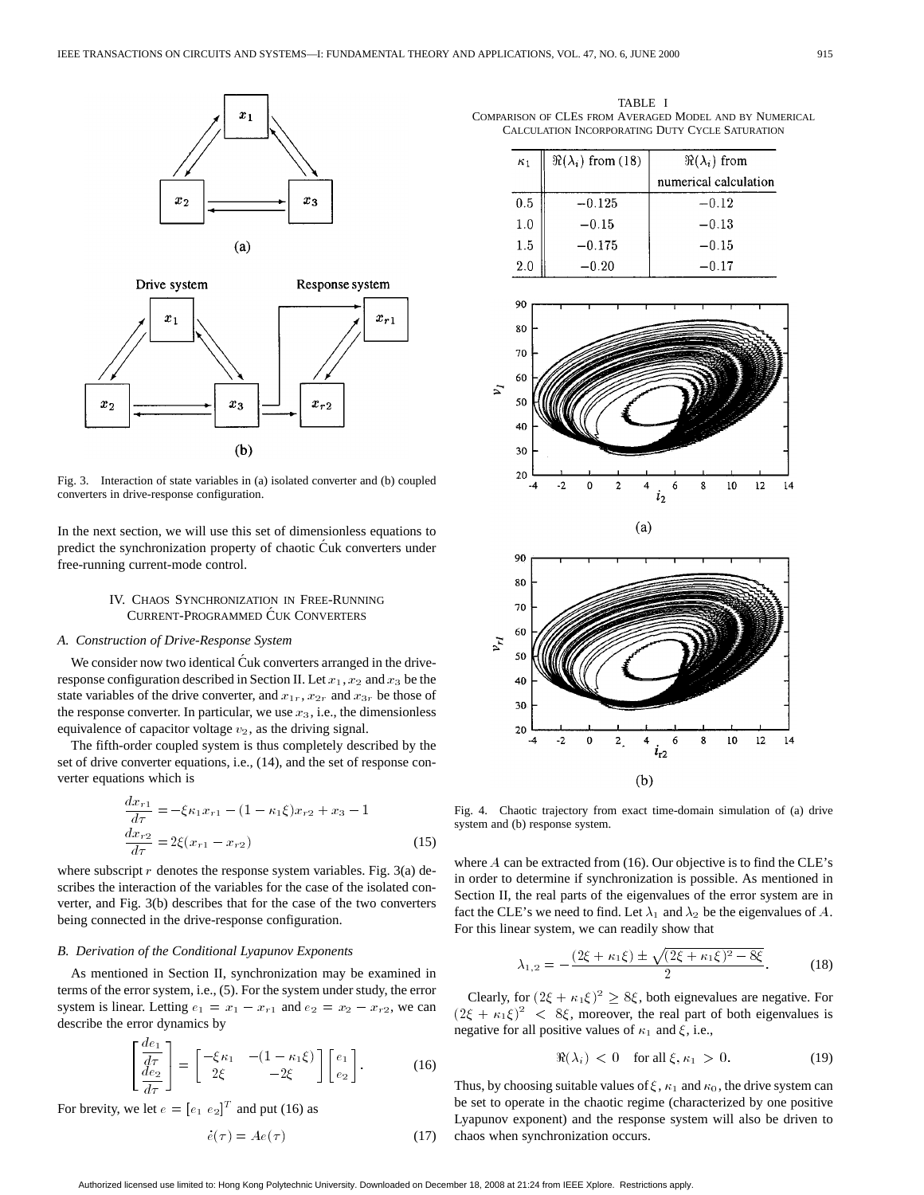Fig. 3. Interaction of state variables in (a) isolated converter and (b) coupled converters in drive-response configuration.

In the next section, we will use this set of dimensionless equations to predict the synchronization property of chaotic Ćuk converters under free-running current-mode control.

## IV. Chaos Synchronization in Free-Running Current-Programmed Ćuk Converters

### A. Construction of Drive-Response System

We consider now two identical Ćuk converters arranged in the drive-response configuration described in Section II. Let $x_1, x_2$ and $x_3$ be the state variables of the drive converter, and $x_{1r}$, $x_{2r}$ and $x_{3r}$ be those of the response converter. In particular, we use $x_3$, i.e., the dimensionless equivalence of capacitor voltage $v_2$, as the driving signal.

The fifth-order coupled system is thus completely described by the set of drive converter equations, i.e., (14), and the set of response converter equations which is

$$\frac{dx_{r1}}{d\tau} = -\xi\kappa_1 x_{r1} - (1 - \kappa_1\xi)x_{r2} + x_3 - 1$$
$$\frac{dx_{r2}}{d\tau} = 2\xi(x_{r1} - x_{r2}) \tag{15}$$

where subscript $r$ denotes the response system variables. Fig. 3(a) describes the interaction of the variables for the case of the isolated converter, and Fig. 3(b) describes that for the case of the two converters being connected in the drive-response configuration.

### B. Derivation of the Conditional Lyapunov Exponents

As mentioned in Section II, synchronization may be examined in terms of the error system, i.e., (5). For the system under study, the error system is linear. Letting $e_1 = x_1 - x_{r1}$ and $e_2 = x_2 - x_{r2}$, we can describe the error dynamics by

$$\begin{bmatrix} \dfrac{de_1}{d\tau} \\ \dfrac{de_2}{d\tau} \end{bmatrix} = \begin{bmatrix} -\xi\kappa_1 & -(1-\kappa_1\xi) \\ 2\xi & -2\xi \end{bmatrix} \begin{bmatrix} e_1 \\ e_2 \end{bmatrix}. \tag{16}$$

For brevity, we let $e = [e_1 \; e_2]^T$ and put (16) as

$$\dot{e}(\tau) = Ae(\tau) \tag{17}$$

where $A$ can be extracted from (16). Our objective is to find the CLE's in order to determine if synchronization is possible. As mentioned in Section II, the real parts of the eigenvalues of the error system are in fact the CLE's we need to find. Let $\lambda_1$ and $\lambda_2$ be the eigenvalues of $A$. For this linear system, we can readily show that

$$\lambda_{1,2} = -\frac{(2\xi + \kappa_1\xi) \pm \sqrt{(2\xi + \kappa_1\xi)^2 - 8\xi}}{2}. \tag{18}$$

Clearly, for $(2\xi + \kappa_1\xi)^2 \geq 8\xi$, both eignevalues are negative. For $(2\xi + \kappa_1\xi)^2 < 8\xi$, moreover, the real part of both eigenvalues is negative for all positive values of $\kappa_1$ and $\xi$, i.e.,

$$\Re(\lambda_i) < 0 \quad \text{for all } \xi, \kappa_1 > 0. \tag{19}$$

Thus, by choosing suitable values of $\xi$, $\kappa_1$ and $\kappa_0$, the drive system can be set to operate in the chaotic regime (characterized by one positive Lyapunov exponent) and the response system will also be driven to chaos when synchronization occurs.

TABLE I
Comparison of CLEs from Averaged Model and by Numerical Calculation Incorporating Duty Cycle Saturation

| $\kappa_1$ | $\Re(\lambda_i)$ from (18) | $\Re(\lambda_i)$ from numerical calculation |
|---|---|---|
| 0.5 | −0.125 | −0.12 |
| 1.0 | −0.15 | −0.13 |
| 1.5 | −0.175 | −0.15 |
| 2.0 | −0.20 | −0.17 |

Fig. 4. Chaotic trajectory from exact time-domain simulation of (a) drive system and (b) response system.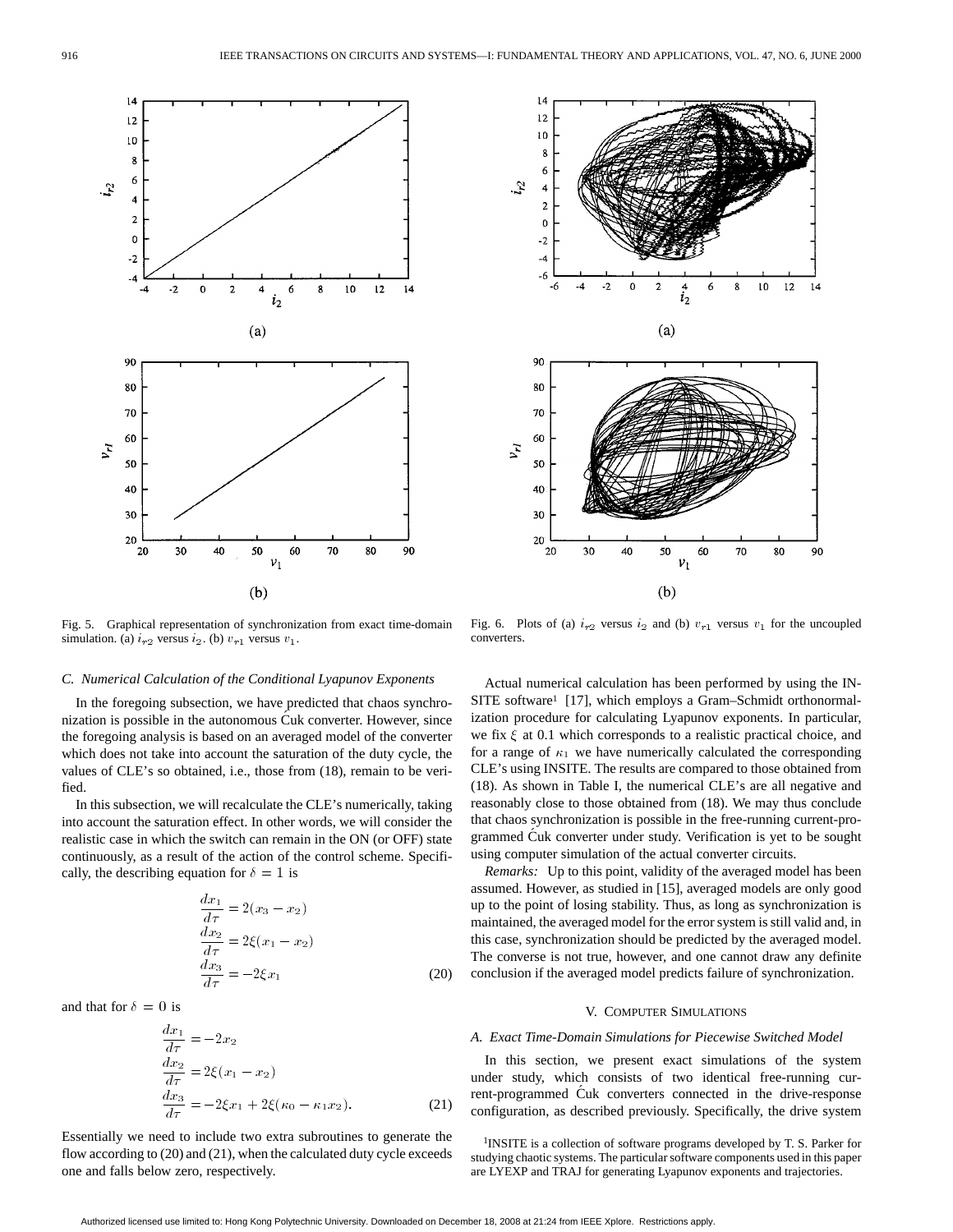Fig. 5. Graphical representation of synchronization from exact time-domain simulation. (a) $i_{r2}$ versus $i_2$. (b) $v_{r1}$ versus $v_1$.

Fig. 6. Plots of (a) $i_{r2}$ versus $i_2$ and (b) $v_{r1}$ versus $v_1$ for the uncoupled converters.

### C. Numerical Calculation of the Conditional Lyapunov Exponents

In the foregoing subsection, we have predicted that chaos synchronization is possible in the autonomous Ćuk converter. However, since the foregoing analysis is based on an averaged model of the converter which does not take into account the saturation of the duty cycle, the values of CLE's so obtained, i.e., those from (18), remain to be verified.

In this subsection, we will recalculate the CLE's numerically, taking into account the saturation effect. In other words, we will consider the realistic case in which the switch can remain in the ON (or OFF) state continuously, as a result of the action of the control scheme. Specifically, the describing equation for $\delta = 1$ is

$$\begin{aligned}
\frac{dx_1}{d\tau} &= 2(x_3 - x_2)\\
\frac{dx_2}{d\tau} &= 2\xi(x_1 - x_2)\\
\frac{dx_3}{d\tau} &= -2\xi x_1
\end{aligned} \tag{20}$$

and that for $\delta = 0$ is

$$\begin{aligned}
\frac{dx_1}{d\tau} &= -2x_2\\
\frac{dx_2}{d\tau} &= 2\xi(x_1 - x_2)\\
\frac{dx_3}{d\tau} &= -2\xi x_1 + 2\xi(\kappa_0 - \kappa_1 x_2).
\end{aligned} \tag{21}$$

Essentially we need to include two extra subroutines to generate the flow according to (20) and (21), when the calculated duty cycle exceeds one and falls below zero, respectively.

Actual numerical calculation has been performed by using the INSITE software[1] [17], which employs a Gram–Schmidt orthonormalization procedure for calculating Lyapunov exponents. In particular, we fix $\xi$ at 0.1 which corresponds to a realistic practical choice, and for a range of $\kappa_1$ we have numerically calculated the corresponding CLE's using INSITE. The results are compared to those obtained from (18). As shown in Table I, the numerical CLE's are all negative and reasonably close to those obtained from (18). We may thus conclude that chaos synchronization is possible in the free-running current-programmed Ćuk converter under study. Verification is yet to be sought using computer simulation of the actual converter circuits.

*Remarks:* Up to this point, validity of the averaged model has been assumed. However, as studied in [15], averaged models are only good up to the point of losing stability. Thus, as long as synchronization is maintained, the averaged model for the error system is still valid and, in this case, synchronization should be predicted by the averaged model. The converse is not true, however, and one cannot draw any definite conclusion if the averaged model predicts failure of synchronization.

## V. Computer Simulations

### A. Exact Time-Domain Simulations for Piecewise Switched Model

In this section, we present exact simulations of the system under study, which consists of two identical free-running current-programmed Ćuk converters connected in the drive-response configuration, as described previously. Specifically, the drive system

[1] INSITE is a collection of software programs developed by T. S. Parker for studying chaotic systems. The particular software components used in this paper are LYEXP and TRAJ for generating Lyapunov exponents and trajectories.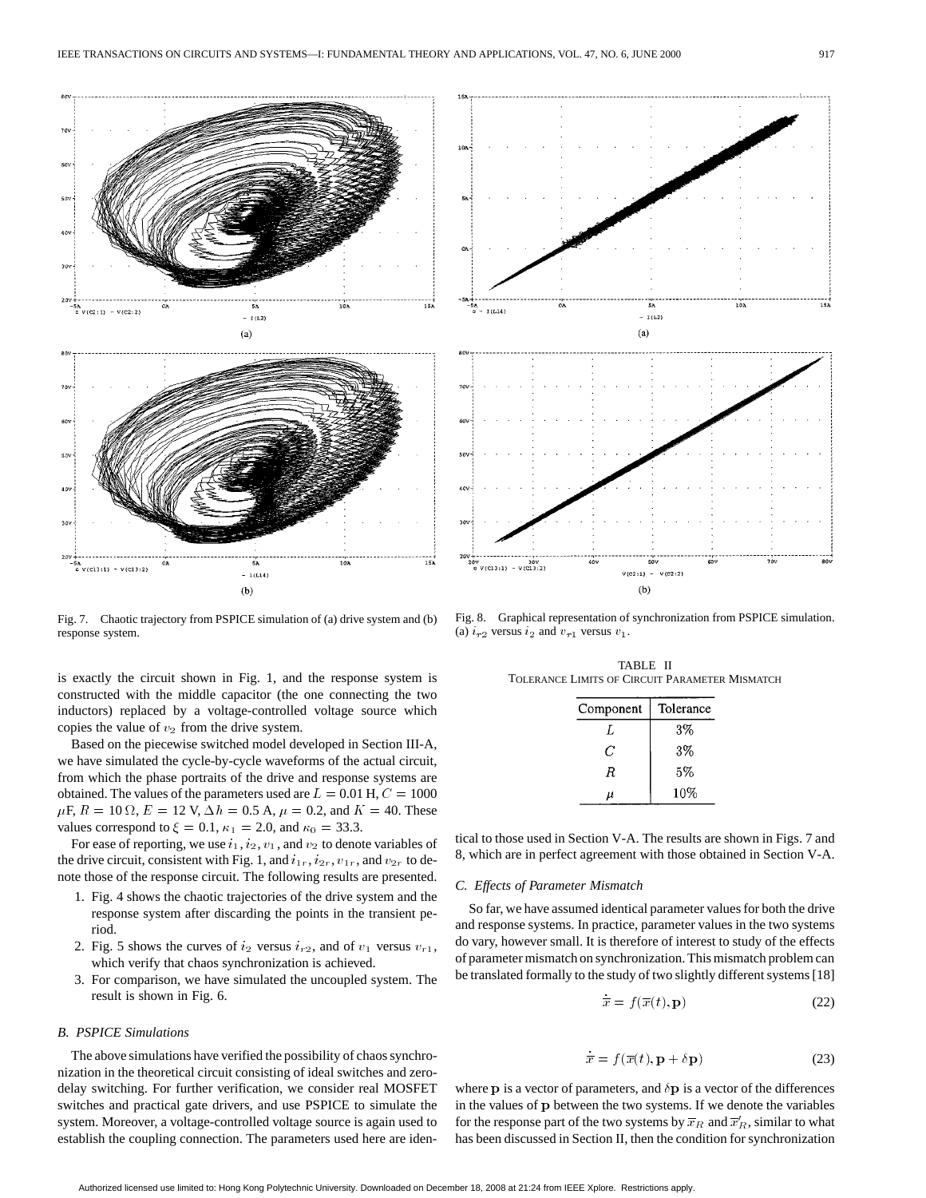Fig. 7. Chaotic trajectory from PSPICE simulation of (a) drive system and (b) response system.

Fig. 8. Graphical representation of synchronization from PSPICE simulation. (a) $i_{r2}$ versus $i_2$ and $v_{r1}$ versus $v_1$.

is exactly the circuit shown in Fig. 1, and the response system is constructed with the middle capacitor (the one connecting the two inductors) replaced by a voltage-controlled voltage source which copies the value of $v_2$ from the drive system.

Based on the piecewise switched model developed in Section III-A, we have simulated the cycle-by-cycle waveforms of the actual circuit, from which the phase portraits of the drive and response systems are obtained. The values of the parameters used are $L = 0.01$ H, $C = 1000$ $\mu$F, $R = 10\,\Omega$, $E = 12$ V, $\Delta h = 0.5$ A, $\mu = 0.2$, and $K = 40$. These values correspond to $\xi = 0.1$, $\kappa_1 = 2.0$, and $\kappa_0 = 33.3$.

For ease of reporting, we use $i_1$, $i_2$, $v_1$, and $v_2$ to denote variables of the drive circuit, consistent with Fig. 1, and $i_{1r}$, $i_{2r}$, $v_{1r}$, and $v_{2r}$ to denote those of the response circuit. The following results are presented.

1. Fig. 4 shows the chaotic trajectories of the drive system and the response system after discarding the points in the transient period.
2. Fig. 5 shows the curves of $i_2$ versus $i_{r2}$, and of $v_1$ versus $v_{r1}$, which verify that chaos synchronization is achieved.
3. For comparison, we have simulated the uncoupled system. The result is shown in Fig. 6.

### B. PSPICE Simulations

The above simulations have verified the possibility of chaos synchronization in the theoretical circuit consisting of ideal switches and zero-delay switching. For further verification, we consider real MOSFET switches and practical gate drivers, and use PSPICE to simulate the system. Moreover, a voltage-controlled voltage source is again used to establish the coupling connection. The parameters used here are identical to those used in Section V-A. The results are shown in Figs. 7 and 8, which are in perfect agreement with those obtained in Section V-A.

TABLE II
TOLERANCE LIMITS OF CIRCUIT PARAMETER MISMATCH

| Component | Tolerance |
|---|---|
| $L$ | 3% |
| $C$ | 3% |
| $R$ | 5% |
| $\mu$ | 10% |

### C. Effects of Parameter Mismatch

So far, we have assumed identical parameter values for both the drive and response systems. In practice, parameter values in the two systems do vary, however small. It is therefore of interest to study of the effects of parameter mismatch on synchronization. This mismatch problem can be translated formally to the study of two slightly different systems [18]

$$\dot{\overline{x}} = f(\overline{x}(t), \mathbf{p}) \tag{22}$$

$$\dot{\overline{x}} = f(\overline{x}(t), \mathbf{p} + \delta\mathbf{p}) \tag{23}$$

where $\mathbf{p}$ is a vector of parameters, and $\delta\mathbf{p}$ is a vector of the differences in the values of $\mathbf{p}$ between the two systems. If we denote the variables for the response part of the two systems by $\overline{x}_R$ and $\overline{x}'_R$, similar to what has been discussed in Section II, then the condition for synchronization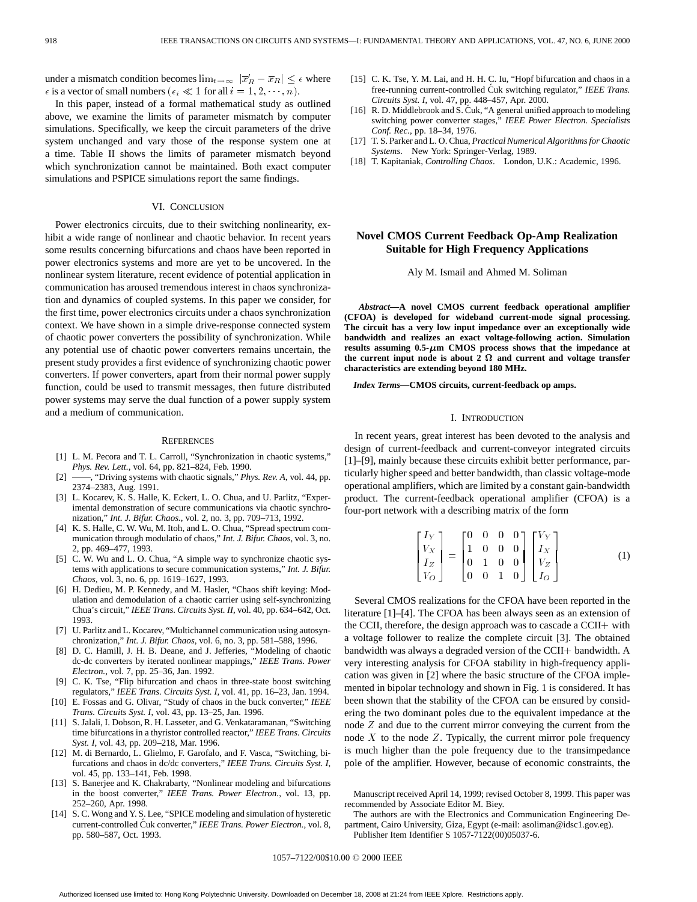under a mismatch condition becomes $\lim_{t\to\infty} |\overline{x}'_R - \overline{x}_R| \le \epsilon$ where $\epsilon$ is a vector of small numbers ($\epsilon_i \ll 1$ for all $i = 1, 2, \cdots, n$).

In this paper, instead of a formal mathematical study as outlined above, we examine the limits of parameter mismatch by computer simulations. Specifically, we keep the circuit parameters of the drive system unchanged and vary those of the response system one at a time. Table II shows the limits of parameter mismatch beyond which synchronization cannot be maintained. Both exact computer simulations and PSPICE simulations report the same findings.

## VI. Conclusion

Power electronics circuits, due to their switching nonlinearity, exhibit a wide range of nonlinear and chaotic behavior. In recent years some results concerning bifurcations and chaos have been reported in power electronics systems and more are yet to be uncovered. In the nonlinear system literature, recent evidence of potential application in communication has aroused tremendous interest in chaos synchronization and dynamics of coupled systems. In this paper we consider, for the first time, power electronics circuits under a chaos synchronization context. We have shown in a simple drive-response connected system of chaotic power converters the possibility of synchronization. While any potential use of chaotic power converters remains uncertain, the present study provides a first evidence of synchronizing chaotic power converters. If power converters, apart from their normal power supply function, could be used to transmit messages, then future distributed power systems may serve the dual function of a power supply system and a medium of communication.

## References

[1] L. M. Pecora and T. L. Carroll, "Synchronization in chaotic systems," *Phys. Rev. Lett.*, vol. 64, pp. 821–824, Feb. 1990.

[2] ——, "Driving systems with chaotic signals," *Phys. Rev. A*, vol. 44, pp. 2374–2383, Aug. 1991.

[3] L. Kocarev, K. S. Halle, K. Eckert, L. O. Chua, and U. Parlitz, "Experimental demonstration of secure communications via chaotic synchronization," *Int. J. Bifur. Chaos.*, vol. 2, no. 3, pp. 709–713, 1992.

[4] K. S. Halle, C. W. Wu, M. Itoh, and L. O. Chua, "Spread spectrum communication through modulatio of chaos," *Int. J. Bifur. Chaos*, vol. 3, no. 2, pp. 469–477, 1993.

[5] C. W. Wu and L. O. Chua, "A simple way to synchronize chaotic systems with applications to secure communication systems," *Int. J. Bifur. Chaos*, vol. 3, no. 6, pp. 1619–1627, 1993.

[6] H. Dedieu, M. P. Kennedy, and M. Hasler, "Chaos shift keying: Modulation and demodulation of a chaotic carrier using self-synchronizing Chua's circuit," *IEEE Trans. Circuits Syst. II*, vol. 40, pp. 634–642, Oct. 1993.

[7] U. Parlitz and L. Kocarev, "Multichannel communication using autosynchronization," *Int. J. Bifur. Chaos*, vol. 6, no. 3, pp. 581–588, 1996.

[8] D. C. Hamill, J. H. B. Deane, and J. Jefferies, "Modeling of chaotic dc-dc converters by iterated nonlinear mappings," *IEEE Trans. Power Electron.*, vol. 7, pp. 25–36, Jan. 1992.

[9] C. K. Tse, "Flip bifurcation and chaos in three-state boost switching regulators," *IEEE Trans. Circuits Syst. I*, vol. 41, pp. 16–23, Jan. 1994.

[10] E. Fossas and G. Olivar, "Study of chaos in the buck converter," *IEEE Trans. Circuits Syst. I*, vol. 43, pp. 13–25, Jan. 1996.

[11] S. Jalali, I. Dobson, R. H. Lasseter, and G. Venkataramanan, "Switching time bifurcations in a thyristor controlled reactor," *IEEE Trans. Circuits Syst. I*, vol. 43, pp. 209–218, Mar. 1996.

[12] M. di Bernardo, L. Glielmo, F. Garofalo, and F. Vasca, "Switching, bifurcations and chaos in dc/dc converters," *IEEE Trans. Circuits Syst. I*, vol. 45, pp. 133–141, Feb. 1998.

[13] S. Banerjee and K. Chakrabarty, "Nonlinear modeling and bifurcations in the boost converter," *IEEE Trans. Power Electron.*, vol. 13, pp. 252–260, Apr. 1998.

[14] S. C. Wong and Y. S. Lee, "SPICE modeling and simulation of hysteretic current-controlled Ćuk converter," *IEEE Trans. Power Electron.*, vol. 8, pp. 580–587, Oct. 1993.

[15] C. K. Tse, Y. M. Lai, and H. H. C. Iu, "Hopf bifurcation and chaos in a free-running current-controlled Ćuk switching regulator," *IEEE Trans. Circuits Syst. I*, vol. 47, pp. 448–457, Apr. 2000.

[16] R. D. Middlebrook and S. Ćuk, "A general unified approach to modeling switching power converter stages," *IEEE Power Electron. Specialists Conf. Rec.*, pp. 18–34, 1976.

[17] T. S. Parker and L. O. Chua, *Practical Numerical Algorithms for Chaotic Systems*. New York: Springer-Verlag, 1989.

[18] T. Kapitaniak, *Controlling Chaos*. London, U.K.: Academic, 1996.

# Novel CMOS Current Feedback Op-Amp Realization Suitable for High Frequency Applications

Aly M. Ismail and Ahmed M. Soliman

***Abstract*—A novel CMOS current feedback operational amplifier (CFOA) is developed for wideband current-mode signal processing. The circuit has a very low input impedance over an exceptionally wide bandwidth and realizes an exact voltage-following action. Simulation results assuming 0.5-$\mu$m CMOS process shows that the impedance at the current input node is about 2 $\Omega$ and current and voltage transfer characteristics are extending beyond 180 MHz.**

***Index Terms*—CMOS circuits, current-feedback op amps.**

## I. Introduction

In recent years, great interest has been devoted to the analysis and design of current-feedback and current-conveyor integrated circuits [1]–[9], mainly because these circuits exhibit better performance, particularly higher speed and better bandwidth, than classic voltage-mode operational amplifiers, which are limited by a constant gain-bandwidth product. The current-feedback operational amplifier (CFOA) is a four-port network with a describing matrix of the form

$$\begin{bmatrix} I_Y \\ V_X \\ I_Z \\ V_O \end{bmatrix} = \begin{bmatrix} 0 & 0 & 0 & 0 \\ 1 & 0 & 0 & 0 \\ 0 & 1 & 0 & 0 \\ 0 & 0 & 1 & 0 \end{bmatrix} \begin{bmatrix} V_Y \\ I_X \\ V_Z \\ I_O \end{bmatrix} \tag{1}$$

Several CMOS realizations for the CFOA have been reported in the literature [1]–[4]. The CFOA has been always seen as an extension of the CCII, therefore, the design approach was to cascade a CCII+ with a voltage follower to realize the complete circuit [3]. The obtained bandwidth was always a degraded version of the CCII+ bandwidth. A very interesting analysis for CFOA stability in high-frequency application was given in [2] where the basic structure of the CFOA implemented in bipolar technology and shown in Fig. 1 is considered. It has been shown that the stability of the CFOA can be ensured by considering the two dominant poles due to the equivalent impedance at the node $Z$ and due to the current mirror conveying the current from the node $X$ to the node $Z$. Typically, the current mirror pole frequency is much higher than the pole frequency due to the transimpedance pole of the amplifier. However, because of economic constraints, the

Manuscript received April 14, 1999; revised October 8, 1999. This paper was recommended by Associate Editor M. Biey.

The authors are with the Electronics and Communication Engineering Department, Cairo University, Giza, Egypt (e-mail: asoliman@idsc1.gov.eg).

Publisher Item Identifier S 1057-7122(00)05037-6.